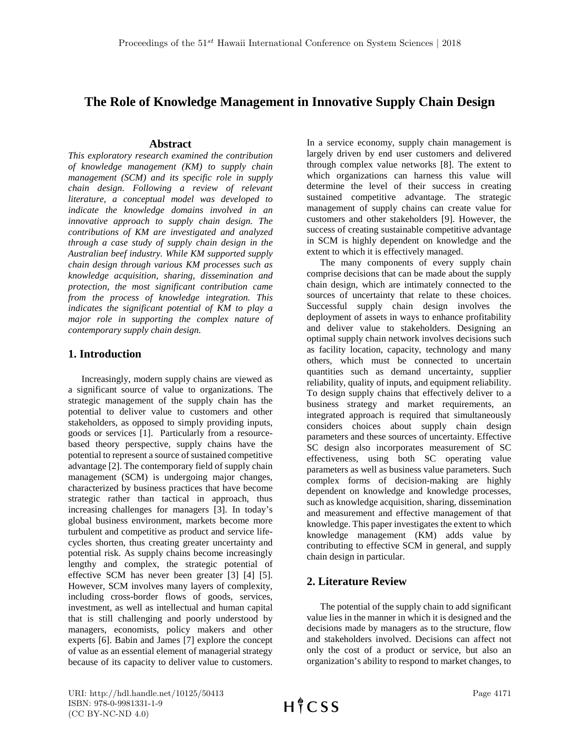# The Role of Knowledge Management in Innovative Supply Chain Design

## Abstract

*This exploratory research examined the contribution of knowledge management (KM) to supply chain management (SCM) and its specific role in supply chain design. Following a review of relevant literature, a conceptual model was developed to indicate the knowledge domains involved in an innovative approach to supply chain design. The contributions of KM are investigated and analyzed through a case study of supply chain design in the Australian beef industry. While KM supported supply chain design through various KM processes such as knowledge acquisition, sharing, dissemination and protection, the most significant contribution came from the process of knowledge integration. This indicates the significant potential of KM to play a major role in supporting the complex nature of contemporary supply chain design.*

## 1. Introduction

Increasingly, modern supply chains are viewed as a significant source of value to organizations. The strategic management of the supply chain has the potential to deliver value to customers and other stakeholders, as opposed to simply providing inputs, goods or services [1]. Particularly from a resource-based theory perspective, supply chains have the potential to represent a source of sustained competitive advantage [2]. The contemporary field of supply chain management (SCM) is undergoing major changes, characterized by business practices that have become strategic rather than tactical in approach, thus increasing challenges for managers [3]. In today's global business environment, markets become more turbulent and competitive as product and service life-cycles shorten, thus creating greater uncertainty and potential risk. As supply chains become increasingly lengthy and complex, the strategic potential of effective SCM has never been greater [3] [4] [5]. However, SCM involves many layers of complexity, including cross-border flows of goods, services, investment, as well as intellectual and human capital that is still challenging and poorly understood by managers, economists, policy makers and other experts [6]. Babin and James [7] explore the concept of value as an essential element of managerial strategy because of its capacity to deliver value to customers. In a service economy, supply chain management is largely driven by end user customers and delivered through complex value networks [8]. The extent to which organizations can harness this value will determine the level of their success in creating sustained competitive advantage. The strategic management of supply chains can create value for customers and other stakeholders [9]. However, the success of creating sustainable competitive advantage in SCM is highly dependent on knowledge and the extent to which it is effectively managed.

The many components of every supply chain comprise decisions that can be made about the supply chain design, which are intimately connected to the sources of uncertainty that relate to these choices. Successful supply chain design involves the deployment of assets in ways to enhance profitability and deliver value to stakeholders. Designing an optimal supply chain network involves decisions such as facility location, capacity, technology and many others, which must be connected to uncertain quantities such as demand uncertainty, supplier reliability, quality of inputs, and equipment reliability. To design supply chains that effectively deliver to a business strategy and market requirements, an integrated approach is required that simultaneously considers choices about supply chain design parameters and these sources of uncertainty. Effective SC design also incorporates measurement of SC effectiveness, using both SC operating value parameters as well as business value parameters. Such complex forms of decision-making are highly dependent on knowledge and knowledge processes, such as knowledge acquisition, sharing, dissemination and measurement and effective management of that knowledge. This paper investigates the extent to which knowledge management (KM) adds value by contributing to effective SCM in general, and supply chain design in particular.

## 2. Literature Review

The potential of the supply chain to add significant value lies in the manner in which it is designed and the decisions made by managers as to the structure, flow and stakeholders involved. Decisions can affect not only the cost of a product or service, but also an organization's ability to respond to market changes, to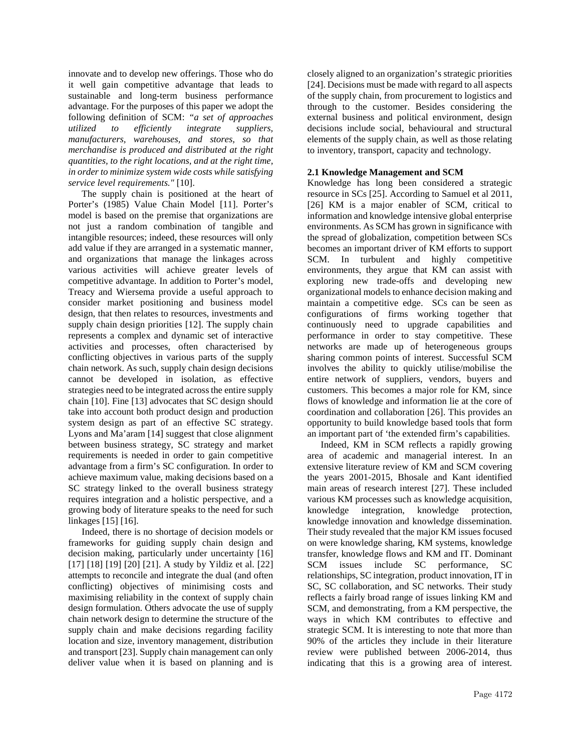innovate and to develop new offerings. Those who do it well gain competitive advantage that leads to sustainable and long-term business performance advantage. For the purposes of this paper we adopt the following definition of SCM: *"a set of approaches utilized to efficiently integrate suppliers, manufacturers, warehouses, and stores, so that merchandise is produced and distributed at the right quantities, to the right locations, and at the right time, in order to minimize system wide costs while satisfying service level requirements."* [10].

The supply chain is positioned at the heart of Porter's (1985) Value Chain Model [11]. Porter's model is based on the premise that organizations are not just a random combination of tangible and intangible resources; indeed, these resources will only add value if they are arranged in a systematic manner, and organizations that manage the linkages across various activities will achieve greater levels of competitive advantage. In addition to Porter's model, Treacy and Wiersema provide a useful approach to consider market positioning and business model design, that then relates to resources, investments and supply chain design priorities [12]. The supply chain represents a complex and dynamic set of interactive activities and processes, often characterised by conflicting objectives in various parts of the supply chain network. As such, supply chain design decisions cannot be developed in isolation, as effective strategies need to be integrated across the entire supply chain [10]. Fine [13] advocates that SC design should take into account both product design and production system design as part of an effective SC strategy. Lyons and Ma'aram [14] suggest that close alignment between business strategy, SC strategy and market requirements is needed in order to gain competitive advantage from a firm's SC configuration. In order to achieve maximum value, making decisions based on a SC strategy linked to the overall business strategy requires integration and a holistic perspective, and a growing body of literature speaks to the need for such linkages [15] [16].

Indeed, there is no shortage of decision models or frameworks for guiding supply chain design and decision making, particularly under uncertainty [16] [17] [18] [19] [20] [21]. A study by Yildiz et al. [22] attempts to reconcile and integrate the dual (and often conflicting) objectives of minimising costs and maximising reliability in the context of supply chain design formulation. Others advocate the use of supply chain network design to determine the structure of the supply chain and make decisions regarding facility location and size, inventory management, distribution and transport [23]. Supply chain management can only deliver value when it is based on planning and is closely aligned to an organization's strategic priorities [24]. Decisions must be made with regard to all aspects of the supply chain, from procurement to logistics and through to the customer. Besides considering the external business and political environment, design decisions include social, behavioural and structural elements of the supply chain, as well as those relating to inventory, transport, capacity and technology.

### 2.1 Knowledge Management and SCM

Knowledge has long been considered a strategic resource in SCs [25]. According to Samuel et al 2011, [26] KM is a major enabler of SCM, critical to information and knowledge intensive global enterprise environments. As SCM has grown in significance with the spread of globalization, competition between SCs becomes an important driver of KM efforts to support SCM. In turbulent and highly competitive environments, they argue that KM can assist with exploring new trade-offs and developing new organizational models to enhance decision making and maintain a competitive edge. SCs can be seen as configurations of firms working together that continuously need to upgrade capabilities and performance in order to stay competitive. These networks are made up of heterogeneous groups sharing common points of interest. Successful SCM involves the ability to quickly utilise/mobilise the entire network of suppliers, vendors, buyers and customers. This becomes a major role for KM, since flows of knowledge and information lie at the core of coordination and collaboration [26]. This provides an opportunity to build knowledge based tools that form an important part of 'the extended firm's capabilities.

Indeed, KM in SCM reflects a rapidly growing area of academic and managerial interest. In an extensive literature review of KM and SCM covering the years 2001-2015, Bhosale and Kant identified main areas of research interest [27]. These included various KM processes such as knowledge acquisition, knowledge integration, knowledge protection, knowledge innovation and knowledge dissemination. Their study revealed that the major KM issues focused on were knowledge sharing, KM systems, knowledge transfer, knowledge flows and KM and IT. Dominant SCM issues include SC performance, SC relationships, SC integration, product innovation, IT in SC, SC collaboration, and SC networks. Their study reflects a fairly broad range of issues linking KM and SCM, and demonstrating, from a KM perspective, the ways in which KM contributes to effective and strategic SCM. It is interesting to note that more than 90% of the articles they include in their literature review were published between 2006-2014, thus indicating that this is a growing area of interest.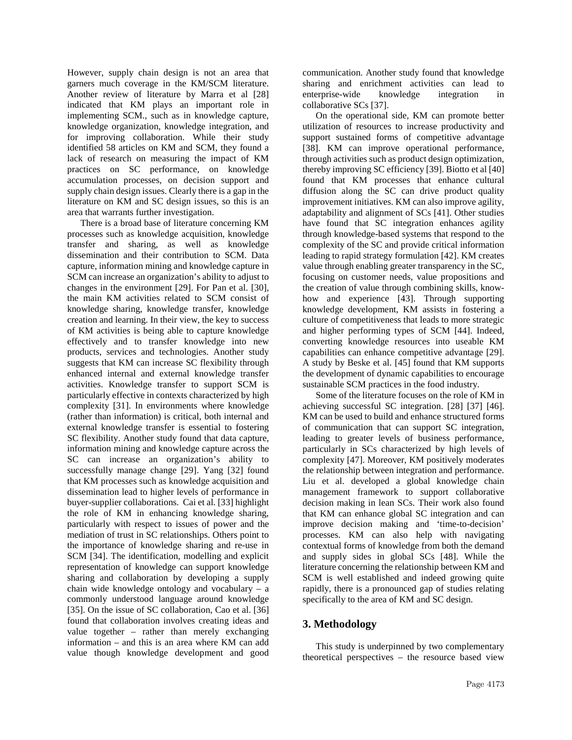However, supply chain design is not an area that garners much coverage in the KM/SCM literature. Another review of literature by Marra et al [28] indicated that KM plays an important role in implementing SCM., such as in knowledge capture, knowledge organization, knowledge integration, and for improving collaboration. While their study identified 58 articles on KM and SCM, they found a lack of research on measuring the impact of KM practices on SC performance, on knowledge accumulation processes, on decision support and supply chain design issues. Clearly there is a gap in the literature on KM and SC design issues, so this is an area that warrants further investigation.

There is a broad base of literature concerning KM processes such as knowledge acquisition, knowledge transfer and sharing, as well as knowledge dissemination and their contribution to SCM. Data capture, information mining and knowledge capture in SCM can increase an organization's ability to adjust to changes in the environment [29]. For Pan et al. [30], the main KM activities related to SCM consist of knowledge sharing, knowledge transfer, knowledge creation and learning. In their view, the key to success of KM activities is being able to capture knowledge effectively and to transfer knowledge into new products, services and technologies. Another study suggests that KM can increase SC flexibility through enhanced internal and external knowledge transfer activities. Knowledge transfer to support SCM is particularly effective in contexts characterized by high complexity [31]. In environments where knowledge (rather than information) is critical, both internal and external knowledge transfer is essential to fostering SC flexibility. Another study found that data capture, information mining and knowledge capture across the SC can increase an organization's ability to successfully manage change [29]. Yang [32] found that KM processes such as knowledge acquisition and dissemination lead to higher levels of performance in buyer-supplier collaborations. Cai et al. [33] highlight the role of KM in enhancing knowledge sharing, particularly with respect to issues of power and the mediation of trust in SC relationships. Others point to the importance of knowledge sharing and re-use in SCM [34]. The identification, modelling and explicit representation of knowledge can support knowledge sharing and collaboration by developing a supply chain wide knowledge ontology and vocabulary – a commonly understood language around knowledge [35]. On the issue of SC collaboration, Cao et al. [36] found that collaboration involves creating ideas and value together – rather than merely exchanging information – and this is an area where KM can add value though knowledge development and good communication. Another study found that knowledge sharing and enrichment activities can lead to enterprise-wide knowledge integration in collaborative SCs [37].

On the operational side, KM can promote better utilization of resources to increase productivity and support sustained forms of competitive advantage [38]. KM can improve operational performance, through activities such as product design optimization, thereby improving SC efficiency [39]. Biotto et al [40] found that KM processes that enhance cultural diffusion along the SC can drive product quality improvement initiatives. KM can also improve agility, adaptability and alignment of SCs [41]. Other studies have found that SC integration enhances agility through knowledge-based systems that respond to the complexity of the SC and provide critical information leading to rapid strategy formulation [42]. KM creates value through enabling greater transparency in the SC, focusing on customer needs, value propositions and the creation of value through combining skills, know-how and experience [43]. Through supporting knowledge development, KM assists in fostering a culture of competitiveness that leads to more strategic and higher performing types of SCM [44]. Indeed, converting knowledge resources into useable KM capabilities can enhance competitive advantage [29]. A study by Beske et al. [45] found that KM supports the development of dynamic capabilities to encourage sustainable SCM practices in the food industry.

Some of the literature focuses on the role of KM in achieving successful SC integration. [28] [37] [46]. KM can be used to build and enhance structured forms of communication that can support SC integration, leading to greater levels of business performance, particularly in SCs characterized by high levels of complexity [47]. Moreover, KM positively moderates the relationship between integration and performance. Liu et al. developed a global knowledge chain management framework to support collaborative decision making in lean SCs. Their work also found that KM can enhance global SC integration and can improve decision making and 'time-to-decision' processes. KM can also help with navigating contextual forms of knowledge from both the demand and supply sides in global SCs [48]. While the literature concerning the relationship between KM and SCM is well established and indeed growing quite rapidly, there is a pronounced gap of studies relating specifically to the area of KM and SC design.

## 3. Methodology

This study is underpinned by two complementary theoretical perspectives – the resource based view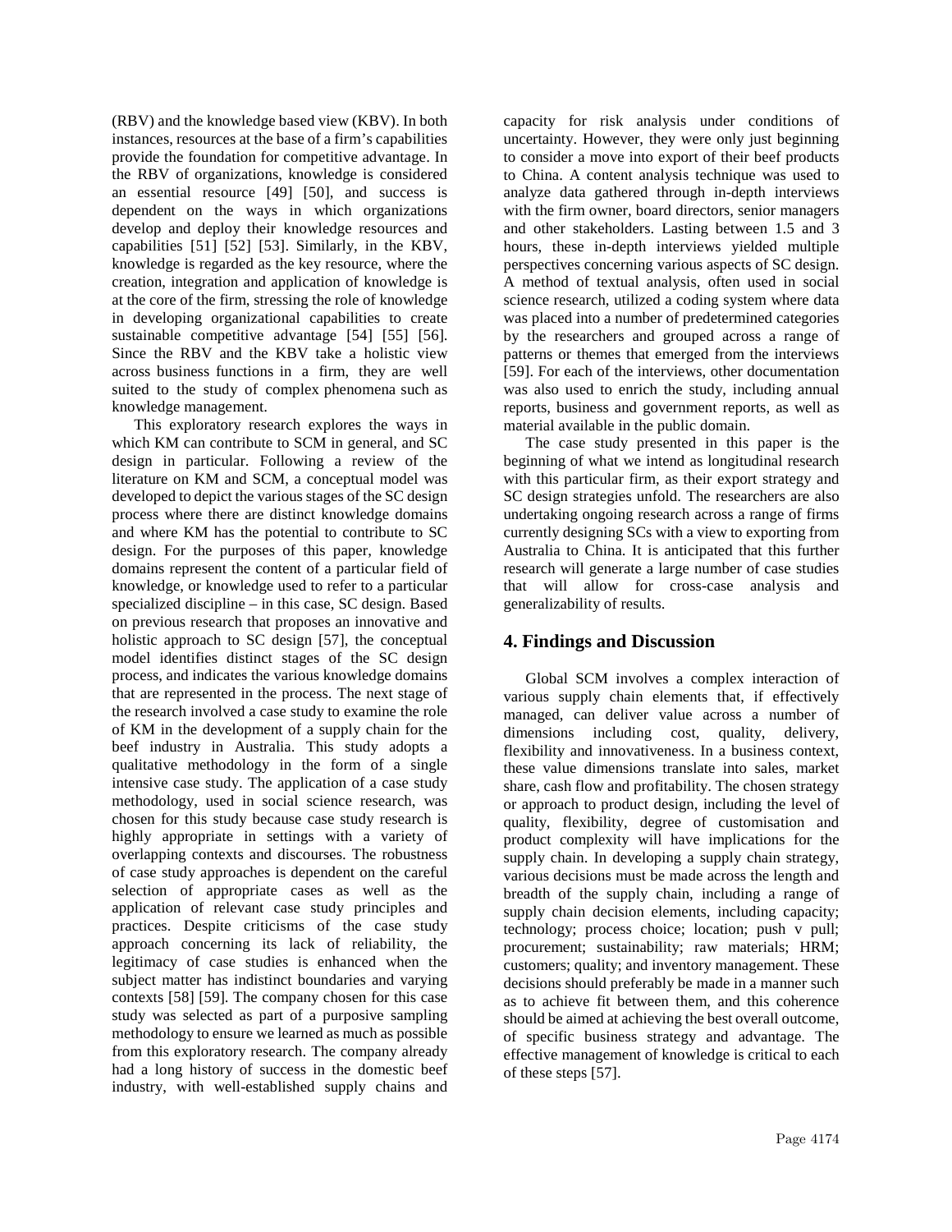(RBV) and the knowledge based view (KBV). In both instances, resources at the base of a firm's capabilities provide the foundation for competitive advantage. In the RBV of organizations, knowledge is considered an essential resource [49] [50], and success is dependent on the ways in which organizations develop and deploy their knowledge resources and capabilities [51] [52] [53]. Similarly, in the KBV, knowledge is regarded as the key resource, where the creation, integration and application of knowledge is at the core of the firm, stressing the role of knowledge in developing organizational capabilities to create sustainable competitive advantage [54] [55] [56]. Since the RBV and the KBV take a holistic view across business functions in a firm, they are well suited to the study of complex phenomena such as knowledge management.

This exploratory research explores the ways in which KM can contribute to SCM in general, and SC design in particular. Following a review of the literature on KM and SCM, a conceptual model was developed to depict the various stages of the SC design process where there are distinct knowledge domains and where KM has the potential to contribute to SC design. For the purposes of this paper, knowledge domains represent the content of a particular field of knowledge, or knowledge used to refer to a particular specialized discipline – in this case, SC design. Based on previous research that proposes an innovative and holistic approach to SC design [57], the conceptual model identifies distinct stages of the SC design process, and indicates the various knowledge domains that are represented in the process. The next stage of the research involved a case study to examine the role of KM in the development of a supply chain for the beef industry in Australia. This study adopts a qualitative methodology in the form of a single intensive case study. The application of a case study methodology, used in social science research, was chosen for this study because case study research is highly appropriate in settings with a variety of overlapping contexts and discourses. The robustness of case study approaches is dependent on the careful selection of appropriate cases as well as the application of relevant case study principles and practices. Despite criticisms of the case study approach concerning its lack of reliability, the legitimacy of case studies is enhanced when the subject matter has indistinct boundaries and varying contexts [58] [59]. The company chosen for this case study was selected as part of a purposive sampling methodology to ensure we learned as much as possible from this exploratory research. The company already had a long history of success in the domestic beef industry, with well-established supply chains and capacity for risk analysis under conditions of uncertainty. However, they were only just beginning to consider a move into export of their beef products to China. A content analysis technique was used to analyze data gathered through in-depth interviews with the firm owner, board directors, senior managers and other stakeholders. Lasting between 1.5 and 3 hours, these in-depth interviews yielded multiple perspectives concerning various aspects of SC design. A method of textual analysis, often used in social science research, utilized a coding system where data was placed into a number of predetermined categories by the researchers and grouped across a range of patterns or themes that emerged from the interviews [59]. For each of the interviews, other documentation was also used to enrich the study, including annual reports, business and government reports, as well as material available in the public domain.

The case study presented in this paper is the beginning of what we intend as longitudinal research with this particular firm, as their export strategy and SC design strategies unfold. The researchers are also undertaking ongoing research across a range of firms currently designing SCs with a view to exporting from Australia to China. It is anticipated that this further research will generate a large number of case studies that will allow for cross-case analysis and generalizability of results.

## 4. Findings and Discussion

Global SCM involves a complex interaction of various supply chain elements that, if effectively managed, can deliver value across a number of dimensions including cost, quality, delivery, flexibility and innovativeness. In a business context, these value dimensions translate into sales, market share, cash flow and profitability. The chosen strategy or approach to product design, including the level of quality, flexibility, degree of customisation and product complexity will have implications for the supply chain. In developing a supply chain strategy, various decisions must be made across the length and breadth of the supply chain, including a range of supply chain decision elements, including capacity; technology; process choice; location; push v pull; procurement; sustainability; raw materials; HRM; customers; quality; and inventory management. These decisions should preferably be made in a manner such as to achieve fit between them, and this coherence should be aimed at achieving the best overall outcome, of specific business strategy and advantage. The effective management of knowledge is critical to each of these steps [57].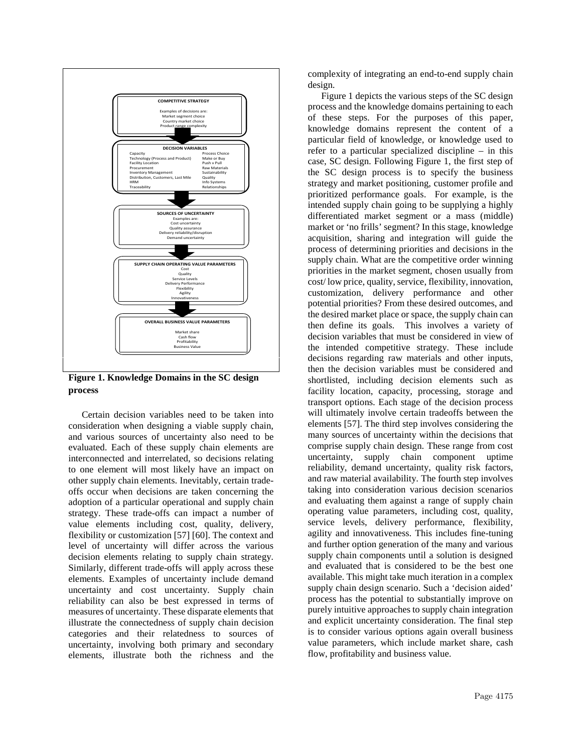**COMPETITIVE STRATEGY**

Examples of decisions are:
Market segment choice
Country market choice
Product range complexity

**DECISION VARIABLES**

| | |
|---|---|
| Capacity | Process Choice |
| Technology (Process and Product) | Make or Buy |
| Facility Location | Push v Pull |
| Procurement | Raw Materials |
| Inventory Management | Sustainability |
| Distribution, Customers, Last Mile | Quality |
| HRM | Info Systems |
| Traceability | Relationships |

**SOURCES OF UNCERTAINTY**

Examples are:
Cost uncertainty
Quality assurance
Delivery reliability/disruption
Demand uncertainty

**SUPPLY CHAIN OPERATING VALUE PARAMETERS**

Cost
Quality
Service Levels
Delivery Performance
Flexibility
Agility
Innovativeness

**OVERALL BUSINESS VALUE PARAMETERS**

Market share
Cash flow
Profitability
Business Value

**Figure 1. Knowledge Domains in the SC design process**

Certain decision variables need to be taken into consideration when designing a viable supply chain, and various sources of uncertainty also need to be evaluated. Each of these supply chain elements are interconnected and interrelated, so decisions relating to one element will most likely have an impact on other supply chain elements. Inevitably, certain trade-offs occur when decisions are taken concerning the adoption of a particular operational and supply chain strategy. These trade-offs can impact a number of value elements including cost, quality, delivery, flexibility or customization [57] [60]. The context and level of uncertainty will differ across the various decision elements relating to supply chain strategy. Similarly, different trade-offs will apply across these elements. Examples of uncertainty include demand uncertainty and cost uncertainty. Supply chain reliability can also be best expressed in terms of measures of uncertainty. These disparate elements that illustrate the connectedness of supply chain decision categories and their relatedness to sources of uncertainty, involving both primary and secondary elements, illustrate both the richness and the complexity of integrating an end-to-end supply chain design.

Figure 1 depicts the various steps of the SC design process and the knowledge domains pertaining to each of these steps. For the purposes of this paper, knowledge domains represent the content of a particular field of knowledge, or knowledge used to refer to a particular specialized discipline – in this case, SC design. Following Figure 1, the first step of the SC design process is to specify the business strategy and market positioning, customer profile and prioritized performance goals. For example, is the intended supply chain going to be supplying a highly differentiated market segment or a mass (middle) market or 'no frills' segment? In this stage, knowledge acquisition, sharing and integration will guide the process of determining priorities and decisions in the supply chain. What are the competitive order winning priorities in the market segment, chosen usually from cost/ low price, quality, service, flexibility, innovation, customization, delivery performance and other potential priorities? From these desired outcomes, and the desired market place or space, the supply chain can then define its goals. This involves a variety of decision variables that must be considered in view of the intended competitive strategy. These include decisions regarding raw materials and other inputs, then the decision variables must be considered and shortlisted, including decision elements such as facility location, capacity, processing, storage and transport options. Each stage of the decision process will ultimately involve certain tradeoffs between the elements [57]. The third step involves considering the many sources of uncertainty within the decisions that comprise supply chain design. These range from cost uncertainty, supply chain component uptime reliability, demand uncertainty, quality risk factors, and raw material availability. The fourth step involves taking into consideration various decision scenarios and evaluating them against a range of supply chain operating value parameters, including cost, quality, service levels, delivery performance, flexibility, agility and innovativeness. This includes fine-tuning and further option generation of the many and various supply chain components until a solution is designed and evaluated that is considered to be the best one available. This might take much iteration in a complex supply chain design scenario. Such a 'decision aided' process has the potential to substantially improve on purely intuitive approaches to supply chain integration and explicit uncertainty consideration. The final step is to consider various options again overall business value parameters, which include market share, cash flow, profitability and business value.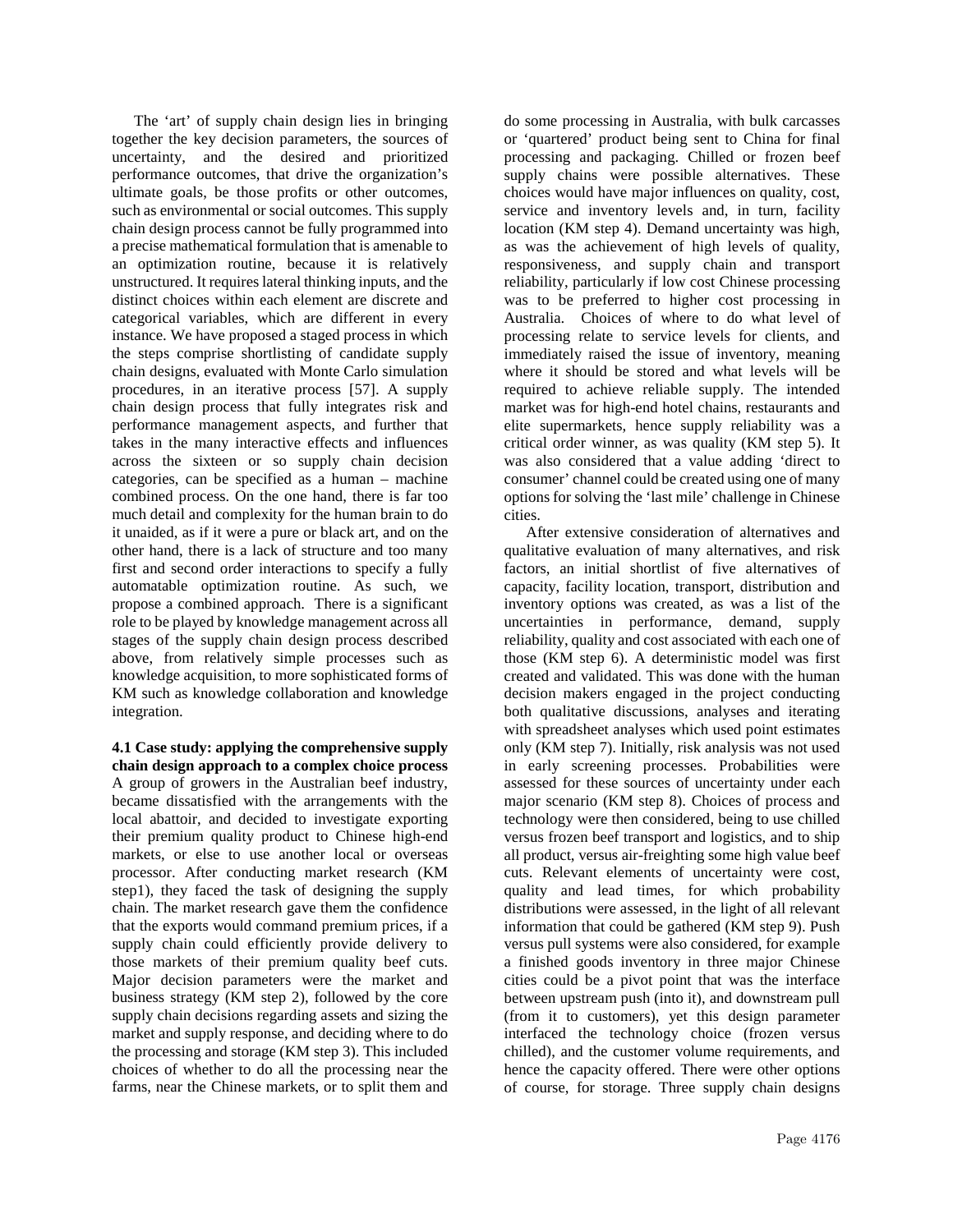The 'art' of supply chain design lies in bringing together the key decision parameters, the sources of uncertainty, and the desired and prioritized performance outcomes, that drive the organization's ultimate goals, be those profits or other outcomes, such as environmental or social outcomes. This supply chain design process cannot be fully programmed into a precise mathematical formulation that is amenable to an optimization routine, because it is relatively unstructured. It requires lateral thinking inputs, and the distinct choices within each element are discrete and categorical variables, which are different in every instance. We have proposed a staged process in which the steps comprise shortlisting of candidate supply chain designs, evaluated with Monte Carlo simulation procedures, in an iterative process [57]. A supply chain design process that fully integrates risk and performance management aspects, and further that takes in the many interactive effects and influences across the sixteen or so supply chain decision categories, can be specified as a human – machine combined process. On the one hand, there is far too much detail and complexity for the human brain to do it unaided, as if it were a pure or black art, and on the other hand, there is a lack of structure and too many first and second order interactions to specify a fully automatable optimization routine. As such, we propose a combined approach. There is a significant role to be played by knowledge management across all stages of the supply chain design process described above, from relatively simple processes such as knowledge acquisition, to more sophisticated forms of KM such as knowledge collaboration and knowledge integration.

**4.1 Case study: applying the comprehensive supply chain design approach to a complex choice process**

A group of growers in the Australian beef industry, became dissatisfied with the arrangements with the local abattoir, and decided to investigate exporting their premium quality product to Chinese high-end markets, or else to use another local or overseas processor. After conducting market research (KM step1), they faced the task of designing the supply chain. The market research gave them the confidence that the exports would command premium prices, if a supply chain could efficiently provide delivery to those markets of their premium quality beef cuts. Major decision parameters were the market and business strategy (KM step 2), followed by the core supply chain decisions regarding assets and sizing the market and supply response, and deciding where to do the processing and storage (KM step 3). This included choices of whether to do all the processing near the farms, near the Chinese markets, or to split them and do some processing in Australia, with bulk carcasses or 'quartered' product being sent to China for final processing and packaging. Chilled or frozen beef supply chains were possible alternatives. These choices would have major influences on quality, cost, service and inventory levels and, in turn, facility location (KM step 4). Demand uncertainty was high, as was the achievement of high levels of quality, responsiveness, and supply chain and transport reliability, particularly if low cost Chinese processing was to be preferred to higher cost processing in Australia. Choices of where to do what level of processing relate to service levels for clients, and immediately raised the issue of inventory, meaning where it should be stored and what levels will be required to achieve reliable supply. The intended market was for high-end hotel chains, restaurants and elite supermarkets, hence supply reliability was a critical order winner, as was quality (KM step 5). It was also considered that a value adding 'direct to consumer' channel could be created using one of many options for solving the 'last mile' challenge in Chinese cities.

After extensive consideration of alternatives and qualitative evaluation of many alternatives, and risk factors, an initial shortlist of five alternatives of capacity, facility location, transport, distribution and inventory options was created, as was a list of the uncertainties in performance, demand, supply reliability, quality and cost associated with each one of those (KM step 6). A deterministic model was first created and validated. This was done with the human decision makers engaged in the project conducting both qualitative discussions, analyses and iterating with spreadsheet analyses which used point estimates only (KM step 7). Initially, risk analysis was not used in early screening processes. Probabilities were assessed for these sources of uncertainty under each major scenario (KM step 8). Choices of process and technology were then considered, being to use chilled versus frozen beef transport and logistics, and to ship all product, versus air-freighting some high value beef cuts. Relevant elements of uncertainty were cost, quality and lead times, for which probability distributions were assessed, in the light of all relevant information that could be gathered (KM step 9). Push versus pull systems were also considered, for example a finished goods inventory in three major Chinese cities could be a pivot point that was the interface between upstream push (into it), and downstream pull (from it to customers), yet this design parameter interfaced the technology choice (frozen versus chilled), and the customer volume requirements, and hence the capacity offered. There were other options of course, for storage. Three supply chain designs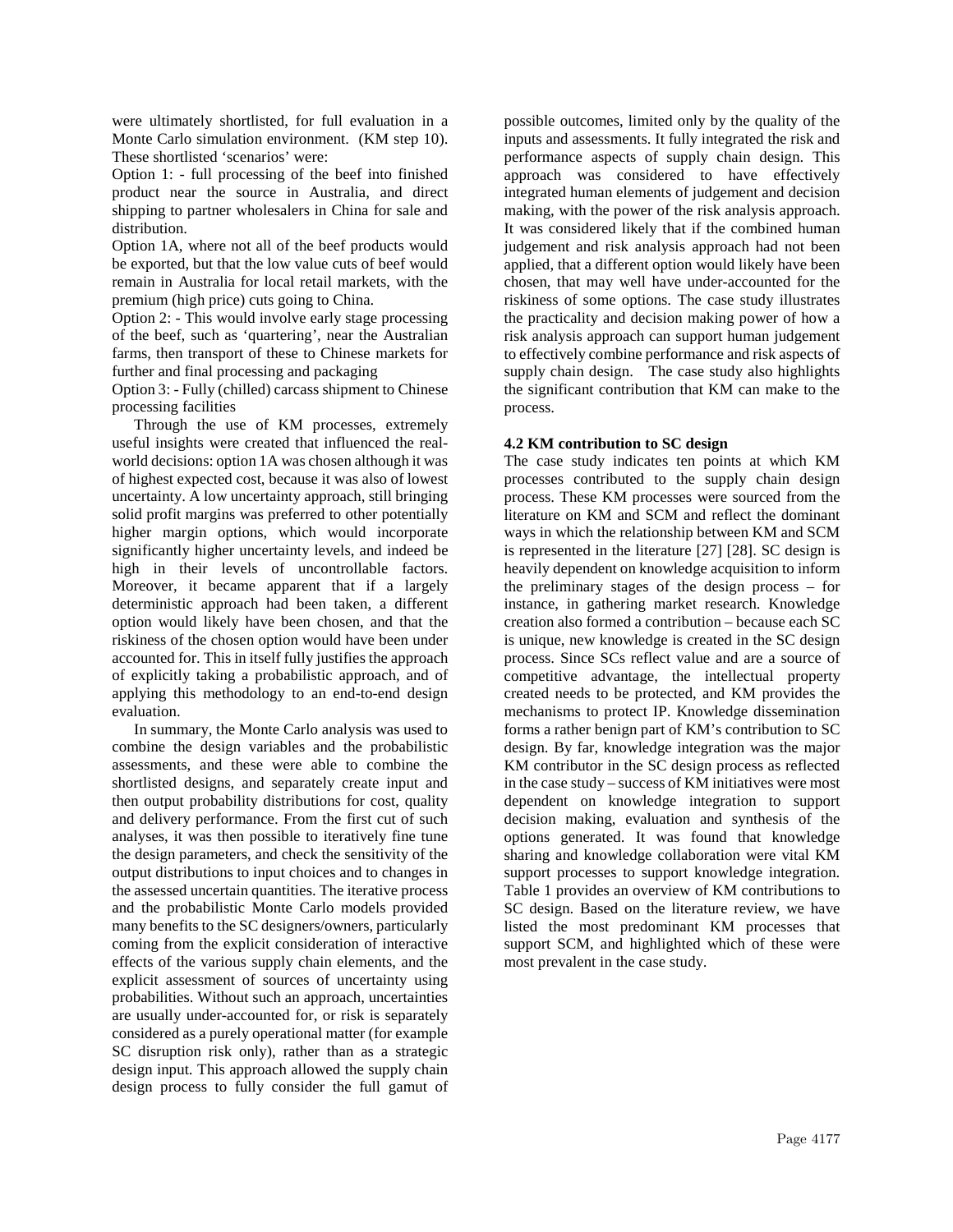were ultimately shortlisted, for full evaluation in a Monte Carlo simulation environment. (KM step 10). These shortlisted 'scenarios' were:

Option 1: - full processing of the beef into finished product near the source in Australia, and direct shipping to partner wholesalers in China for sale and distribution.

Option 1A, where not all of the beef products would be exported, but that the low value cuts of beef would remain in Australia for local retail markets, with the premium (high price) cuts going to China.

Option 2: - This would involve early stage processing of the beef, such as 'quartering', near the Australian farms, then transport of these to Chinese markets for further and final processing and packaging

Option 3: - Fully (chilled) carcass shipment to Chinese processing facilities

Through the use of KM processes, extremely useful insights were created that influenced the real-world decisions: option 1A was chosen although it was of highest expected cost, because it was also of lowest uncertainty. A low uncertainty approach, still bringing solid profit margins was preferred to other potentially higher margin options, which would incorporate significantly higher uncertainty levels, and indeed be high in their levels of uncontrollable factors. Moreover, it became apparent that if a largely deterministic approach had been taken, a different option would likely have been chosen, and that the riskiness of the chosen option would have been under accounted for. This in itself fully justifies the approach of explicitly taking a probabilistic approach, and of applying this methodology to an end-to-end design evaluation.

In summary, the Monte Carlo analysis was used to combine the design variables and the probabilistic assessments, and these were able to combine the shortlisted designs, and separately create input and then output probability distributions for cost, quality and delivery performance. From the first cut of such analyses, it was then possible to iteratively fine tune the design parameters, and check the sensitivity of the output distributions to input choices and to changes in the assessed uncertain quantities. The iterative process and the probabilistic Monte Carlo models provided many benefits to the SC designers/owners, particularly coming from the explicit consideration of interactive effects of the various supply chain elements, and the explicit assessment of sources of uncertainty using probabilities. Without such an approach, uncertainties are usually under-accounted for, or risk is separately considered as a purely operational matter (for example SC disruption risk only), rather than as a strategic design input. This approach allowed the supply chain design process to fully consider the full gamut of possible outcomes, limited only by the quality of the inputs and assessments. It fully integrated the risk and performance aspects of supply chain design. This approach was considered to have effectively integrated human elements of judgement and decision making, with the power of the risk analysis approach. It was considered likely that if the combined human judgement and risk analysis approach had not been applied, that a different option would likely have been chosen, that may well have under-accounted for the riskiness of some options. The case study illustrates the practicality and decision making power of how a risk analysis approach can support human judgement to effectively combine performance and risk aspects of supply chain design. The case study also highlights the significant contribution that KM can make to the process.

### 4.2 KM contribution to SC design

The case study indicates ten points at which KM processes contributed to the supply chain design process. These KM processes were sourced from the literature on KM and SCM and reflect the dominant ways in which the relationship between KM and SCM is represented in the literature [27] [28]. SC design is heavily dependent on knowledge acquisition to inform the preliminary stages of the design process – for instance, in gathering market research. Knowledge creation also formed a contribution – because each SC is unique, new knowledge is created in the SC design process. Since SCs reflect value and are a source of competitive advantage, the intellectual property created needs to be protected, and KM provides the mechanisms to protect IP. Knowledge dissemination forms a rather benign part of KM's contribution to SC design. By far, knowledge integration was the major KM contributor in the SC design process as reflected in the case study – success of KM initiatives were most dependent on knowledge integration to support decision making, evaluation and synthesis of the options generated. It was found that knowledge sharing and knowledge collaboration were vital KM support processes to support knowledge integration. Table 1 provides an overview of KM contributions to SC design. Based on the literature review, we have listed the most predominant KM processes that support SCM, and highlighted which of these were most prevalent in the case study.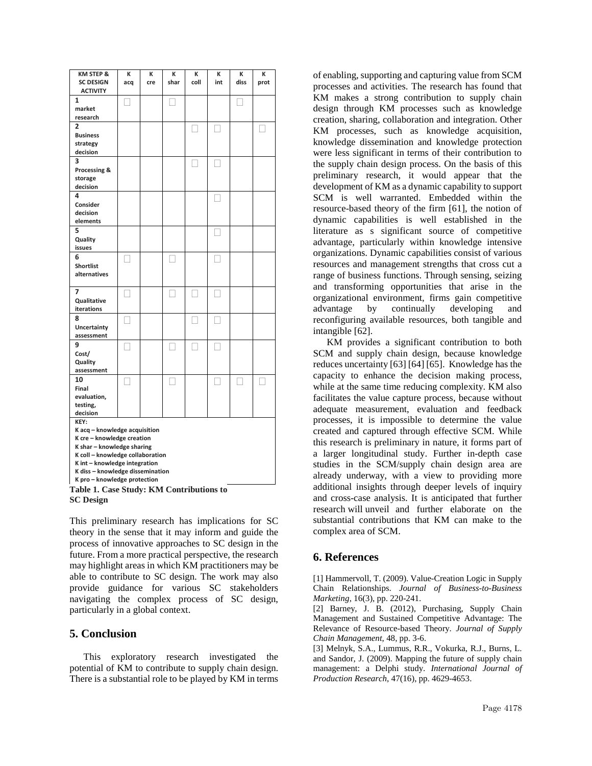| KM STEP & SC DESIGN ACTIVITY | K acq | K cre | K shar | K coll | K int | K diss | K prot |
|---|---|---|---|---|---|---|---|
| 1 market research | ☐ | | ☐ | | | ☐ | |
| 2 Business strategy decision | | | | ☐ | ☐ | | ☐ |
| 3 Processing & storage decision | | | | ☐ | ☐ | | |
| 4 Consider decision elements | | | | | ☐ | | |
| 5 Quality issues | | | | | ☐ | | |
| 6 Shortlist alternatives | ☐ | | ☐ | | ☐ | | |
| 7 Qualitative iterations | ☐ | | ☐ | ☐ | ☐ | | |
| 8 Uncertainty assessment | ☐ | | | ☐ | ☐ | | |
| 9 Cost/ Quality assessment | ☐ | | ☐ | ☐ | ☐ | | |
| 10 Final evaluation, testing, decision | ☐ | | ☐ | | ☐ | ☐ | ☐ |

KEY:
K acq – knowledge acquisition
K cre – knowledge creation
K shar – knowledge sharing
K coll – knowledge collaboration
K int – knowledge integration
K diss – knowledge dissemination
K pro – knowledge protection

**Table 1. Case Study: KM Contributions to SC Design**

This preliminary research has implications for SC theory in the sense that it may inform and guide the process of innovative approaches to SC design in the future. From a more practical perspective, the research may highlight areas in which KM practitioners may be able to contribute to SC design. The work may also provide guidance for various SC stakeholders navigating the complex process of SC design, particularly in a global context.

## 5. Conclusion

This exploratory research investigated the potential of KM to contribute to supply chain design. There is a substantial role to be played by KM in terms of enabling, supporting and capturing value from SCM processes and activities. The research has found that KM makes a strong contribution to supply chain design through KM processes such as knowledge creation, sharing, collaboration and integration. Other KM processes, such as knowledge acquisition, knowledge dissemination and knowledge protection were less significant in terms of their contribution to the supply chain design process. On the basis of this preliminary research, it would appear that the development of KM as a dynamic capability to support SCM is well warranted. Embedded within the resource-based theory of the firm [61], the notion of dynamic capabilities is well established in the literature as s significant source of competitive advantage, particularly within knowledge intensive organizations. Dynamic capabilities consist of various resources and management strengths that cross cut a range of business functions. Through sensing, seizing and transforming opportunities that arise in the organizational environment, firms gain competitive advantage by continually developing and reconfiguring available resources, both tangible and intangible [62].

KM provides a significant contribution to both SCM and supply chain design, because knowledge reduces uncertainty [63] [64] [65]. Knowledge has the capacity to enhance the decision making process, while at the same time reducing complexity. KM also facilitates the value capture process, because without adequate measurement, evaluation and feedback processes, it is impossible to determine the value created and captured through effective SCM. While this research is preliminary in nature, it forms part of a larger longitudinal study. Further in-depth case studies in the SCM/supply chain design area are already underway, with a view to providing more additional insights through deeper levels of inquiry and cross-case analysis. It is anticipated that further research will unveil and further elaborate on the substantial contributions that KM can make to the complex area of SCM.

## 6. References

[1] Hammervoll, T. (2009). Value-Creation Logic in Supply Chain Relationships. *Journal of Business-to-Business Marketing*, 16(3), pp. 220-241.

[2] Barney, J. B. (2012), Purchasing, Supply Chain Management and Sustained Competitive Advantage: The Relevance of Resource-based Theory. *Journal of Supply Chain Management*, 48, pp. 3-6.

[3] Melnyk, S.A., Lummus, R.R., Vokurka, R.J., Burns, L. and Sandor, J. (2009). Mapping the future of supply chain management: a Delphi study. *International Journal of Production Research*, 47(16), pp. 4629-4653.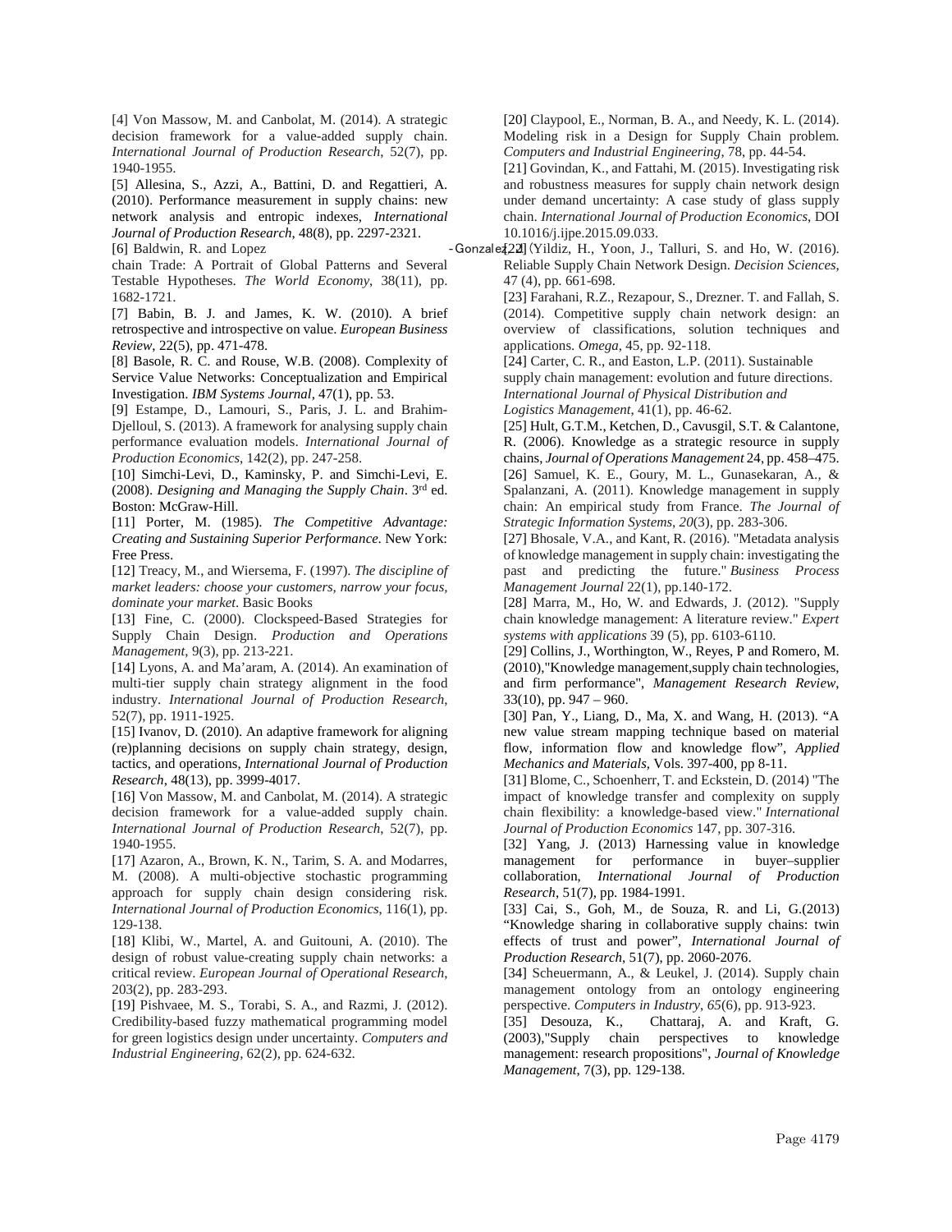[4] Von Massow, M. and Canbolat, M. (2014). A strategic decision framework for a value-added supply chain. *International Journal of Production Research*, 52(7), pp. 1940-1955.

[5] Allesina, S., Azzi, A., Battini, D. and Regattieri, A. (2010). Performance measurement in supply chains: new network analysis and entropic indexes, *International Journal of Production Research*, 48(8), pp. 2297-2321.

[6] Baldwin, R. and Lopez -Gonzalez, J. (2015). Supply-chain Trade: A Portrait of Global Patterns and Several Testable Hypotheses. *The World Economy*, 38(11), pp. 1682-1721.

[7] Babin, B. J. and James, K. W. (2010). A brief retrospective and introspective on value. *European Business Review*, 22(5), pp. 471-478.

[8] Basole, R. C. and Rouse, W.B. (2008). Complexity of Service Value Networks: Conceptualization and Empirical Investigation. *IBM Systems Journal*, 47(1), pp. 53.

[9] Estampe, D., Lamouri, S., Paris, J. L. and Brahim-Djelloul, S. (2013). A framework for analysing supply chain performance evaluation models. *International Journal of Production Economics*, 142(2), pp. 247-258.

[10] Simchi-Levi, D., Kaminsky, P. and Simchi-Levi, E. (2008). *Designing and Managing the Supply Chain*. 3rd ed. Boston: McGraw-Hill.

[11] Porter, M. (1985). *The Competitive Advantage: Creating and Sustaining Superior Performance*. New York: Free Press.

[12] Treacy, M., and Wiersema, F. (1997). *The discipline of market leaders: choose your customers, narrow your focus, dominate your market*. Basic Books

[13] Fine, C. (2000). Clockspeed-Based Strategies for Supply Chain Design. *Production and Operations Management*, 9(3), pp. 213-221.

[14] Lyons, A. and Ma'aram, A. (2014). An examination of multi-tier supply chain strategy alignment in the food industry. *International Journal of Production Research*, 52(7), pp. 1911-1925.

[15] Ivanov, D. (2010). An adaptive framework for aligning (re)planning decisions on supply chain strategy, design, tactics, and operations, *International Journal of Production Research*, 48(13), pp. 3999-4017.

[16] Von Massow, M. and Canbolat, M. (2014). A strategic decision framework for a value-added supply chain. *International Journal of Production Research*, 52(7), pp. 1940-1955.

[17] Azaron, A., Brown, K. N., Tarim, S. A. and Modarres, M. (2008). A multi-objective stochastic programming approach for supply chain design considering risk. *International Journal of Production Economics*, 116(1), pp. 129-138.

[18] Klibi, W., Martel, A. and Guitouni, A. (2010). The design of robust value-creating supply chain networks: a critical review. *European Journal of Operational Research*, 203(2), pp. 283-293.

[19] Pishvaee, M. S., Torabi, S. A., and Razmi, J. (2012). Credibility-based fuzzy mathematical programming model for green logistics design under uncertainty. *Computers and Industrial Engineering*, 62(2), pp. 624-632.

[20] Claypool, E., Norman, B. A., and Needy, K. L. (2014). Modeling risk in a Design for Supply Chain problem. *Computers and Industrial Engineering*, 78, pp. 44-54.

[21] Govindan, K., and Fattahi, M. (2015). Investigating risk and robustness measures for supply chain network design under demand uncertainty: A case study of glass supply chain. *International Journal of Production Economics*, DOI 10.1016/j.ijpe.2015.09.033.

[22] Yildiz, H., Yoon, J., Talluri, S. and Ho, W. (2016). Reliable Supply Chain Network Design. *Decision Sciences*, 47 (4), pp. 661-698.

[23] Farahani, R.Z., Rezapour, S., Drezner. T. and Fallah, S. (2014). Competitive supply chain network design: an overview of classifications, solution techniques and applications. *Omega*, 45, pp. 92-118.

[24] Carter, C. R., and Easton, L.P. (2011). Sustainable supply chain management: evolution and future directions. *International Journal of Physical Distribution and Logistics Management*, 41(1), pp. 46-62.

[25] Hult, G.T.M., Ketchen, D., Cavusgil, S.T. & Calantone, R. (2006). Knowledge as a strategic resource in supply chains, *Journal of Operations Management* 24, pp. 458–475.

[26] Samuel, K. E., Goury, M. L., Gunasekaran, A., & Spalanzani, A. (2011). Knowledge management in supply chain: An empirical study from France. *The Journal of Strategic Information Systems*, *20*(3), pp. 283-306.

[27] Bhosale, V.A., and Kant, R. (2016). "Metadata analysis of knowledge management in supply chain: investigating the past and predicting the future." *Business Process Management Journal* 22(1), pp.140-172.

[28] Marra, M., Ho, W. and Edwards, J. (2012). "Supply chain knowledge management: A literature review." *Expert systems with applications* 39 (5), pp. 6103-6110.

[29] Collins, J., Worthington, W., Reyes, P and Romero, M. (2010),"Knowledge management,supply chain technologies, and firm performance", *Management Research Review*, 33(10), pp. 947 – 960.

[30] Pan, Y., Liang, D., Ma, X. and Wang, H. (2013). "A new value stream mapping technique based on material flow, information flow and knowledge flow", *Applied Mechanics and Materials*, Vols. 397-400, pp 8-11.

[31] Blome, C., Schoenherr, T. and Eckstein, D. (2014) "The impact of knowledge transfer and complexity on supply chain flexibility: a knowledge-based view." *International Journal of Production Economics* 147, pp. 307-316.

[32] Yang, J. (2013) Harnessing value in knowledge management for performance in buyer–supplier collaboration, *International Journal of Production Research*, 51(7), pp. 1984-1991.

[33] Cai, S., Goh, M., de Souza, R. and Li, G.(2013) "Knowledge sharing in collaborative supply chains: twin effects of trust and power", *International Journal of Production Research*, 51(7), pp. 2060-2076.

[34] Scheuermann, A., & Leukel, J. (2014). Supply chain management ontology from an ontology engineering perspective. *Computers in Industry*, *65*(6), pp. 913-923.

[35] Desouza, K., Chattaraj, A. and Kraft, G. (2003),"Supply chain perspectives to knowledge management: research propositions", *Journal of Knowledge Management*, 7(3), pp. 129-138.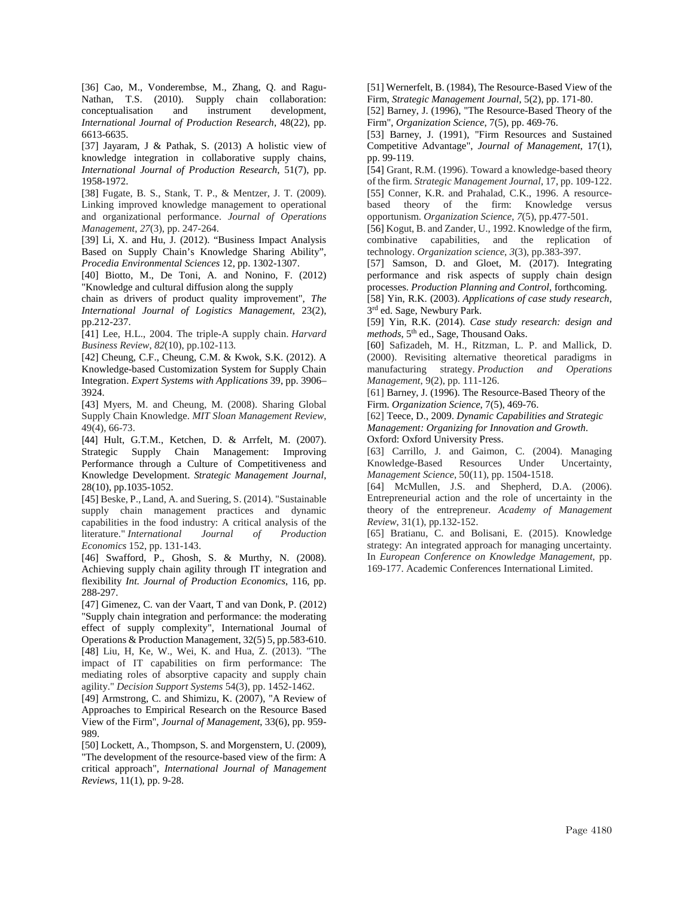[36] Cao, M., Vonderembse, M., Zhang, Q. and Ragu-Nathan, T.S. (2010). Supply chain collaboration: conceptualisation and instrument development, *International Journal of Production Research*, 48(22), pp. 6613-6635.

[37] Jayaram, J & Pathak, S. (2013) A holistic view of knowledge integration in collaborative supply chains, *International Journal of Production Research*, 51(7), pp. 1958-1972.

[38] Fugate, B. S., Stank, T. P., & Mentzer, J. T. (2009). Linking improved knowledge management to operational and organizational performance. *Journal of Operations Management*, *27*(3), pp. 247-264.

[39] Li, X. and Hu, J. (2012). "Business Impact Analysis Based on Supply Chain's Knowledge Sharing Ability", *Procedia Environmental Sciences* 12, pp. 1302-1307.

[40] Biotto, M., De Toni, A. and Nonino, F. (2012) "Knowledge and cultural diffusion along the supply chain as drivers of product quality improvement", *The International Journal of Logistics Management*, 23(2), pp.212-237.

[41] Lee, H.L., 2004. The triple-A supply chain. *Harvard Business Review*, *82*(10), pp.102-113.

[42] Cheung, C.F., Cheung, C.M. & Kwok, S.K. (2012). A Knowledge-based Customization System for Supply Chain Integration. *Expert Systems with Applications* 39, pp. 3906–3924.

[43] Myers, M. and Cheung, M. (2008). Sharing Global Supply Chain Knowledge. *MIT Sloan Management Review*, 49(4), 66-73.

[44] Hult, G.T.M., Ketchen, D. & Arrfelt, M. (2007). Strategic Supply Chain Management: Improving Performance through a Culture of Competitiveness and Knowledge Development. *Strategic Management Journal*, 28(10), pp.1035-1052.

[45] Beske, P., Land, A. and Suering, S. (2014). "Sustainable supply chain management practices and dynamic capabilities in the food industry: A critical analysis of the literature." *International Journal of Production Economics* 152, pp. 131-143.

[46] Swafford, P., Ghosh, S. & Murthy, N. (2008). Achieving supply chain agility through IT integration and flexibility *Int. Journal of Production Economics*, 116, pp. 288-297.

[47] Gimenez, C. van der Vaart, T and van Donk, P. (2012) "Supply chain integration and performance: the moderating effect of supply complexity", International Journal of Operations & Production Management, 32(5) 5, pp.583-610.

[48] Liu, H, Ke, W., Wei, K. and Hua, Z. (2013). "The impact of IT capabilities on firm performance: The mediating roles of absorptive capacity and supply chain agility." *Decision Support Systems* 54(3), pp. 1452-1462.

[49] Armstrong, C. and Shimizu, K. (2007), "A Review of Approaches to Empirical Research on the Resource Based View of the Firm", *Journal of Management*, 33(6), pp. 959-989.

[50] Lockett, A., Thompson, S. and Morgenstern, U. (2009), "The development of the resource-based view of the firm: A critical approach", *International Journal of Management Reviews*, 11(1), pp. 9-28.

[51] Wernerfelt, B. (1984), The Resource-Based View of the Firm, *Strategic Management Journal*, 5(2), pp. 171-80.

[52] Barney, J. (1996), "The Resource-Based Theory of the Firm", *Organization Science*, 7(5), pp. 469-76.

[53] Barney, J. (1991), "Firm Resources and Sustained Competitive Advantage", *Journal of Management*, 17(1), pp. 99-119.

[54] Grant, R.M. (1996). Toward a knowledge-based theory of the firm. *Strategic Management Journal*, 17, pp. 109-122.

[55] Conner, K.R. and Prahalad, C.K., 1996. A resource-based theory of the firm: Knowledge versus opportunism. *Organization Science*, *7*(5), pp.477-501.

[56] Kogut, B. and Zander, U., 1992. Knowledge of the firm, combinative capabilities, and the replication of technology. *Organization science*, *3*(3), pp.383-397.

[57] Samson, D. and Gloet, M. (2017). Integrating performance and risk aspects of supply chain design processes. *Production Planning and Control*, forthcoming.

[58] Yin, R.K. (2003). *Applications of case study research*, 3rd ed. Sage, Newbury Park.

[59] Yin, R.K. (2014). *Case study research: design and methods*, 5th ed., Sage, Thousand Oaks.

[60] Safizadeh, M. H., Ritzman, L. P. and Mallick, D. (2000). Revisiting alternative theoretical paradigms in manufacturing strategy. *Production and Operations Management*, 9(2), pp. 111-126.

[61] Barney, J. (1996). The Resource-Based Theory of the Firm. *Organization Science*, 7(5), 469-76.

[62] Teece, D., 2009. *Dynamic Capabilities and Strategic Management: Organizing for Innovation and Growth*. Oxford: Oxford University Press.

[63] Carrillo, J. and Gaimon, C. (2004). Managing Knowledge-Based Resources Under Uncertainty, *Management Science*, 50(11), pp. 1504-1518.

[64] McMullen, J.S. and Shepherd, D.A. (2006). Entrepreneurial action and the role of uncertainty in the theory of the entrepreneur. *Academy of Management Review*, 31(1), pp.132-152.

[65] Bratianu, C. and Bolisani, E. (2015). Knowledge strategy: An integrated approach for managing uncertainty. In *European Conference on Knowledge Management*, pp. 169-177. Academic Conferences International Limited.